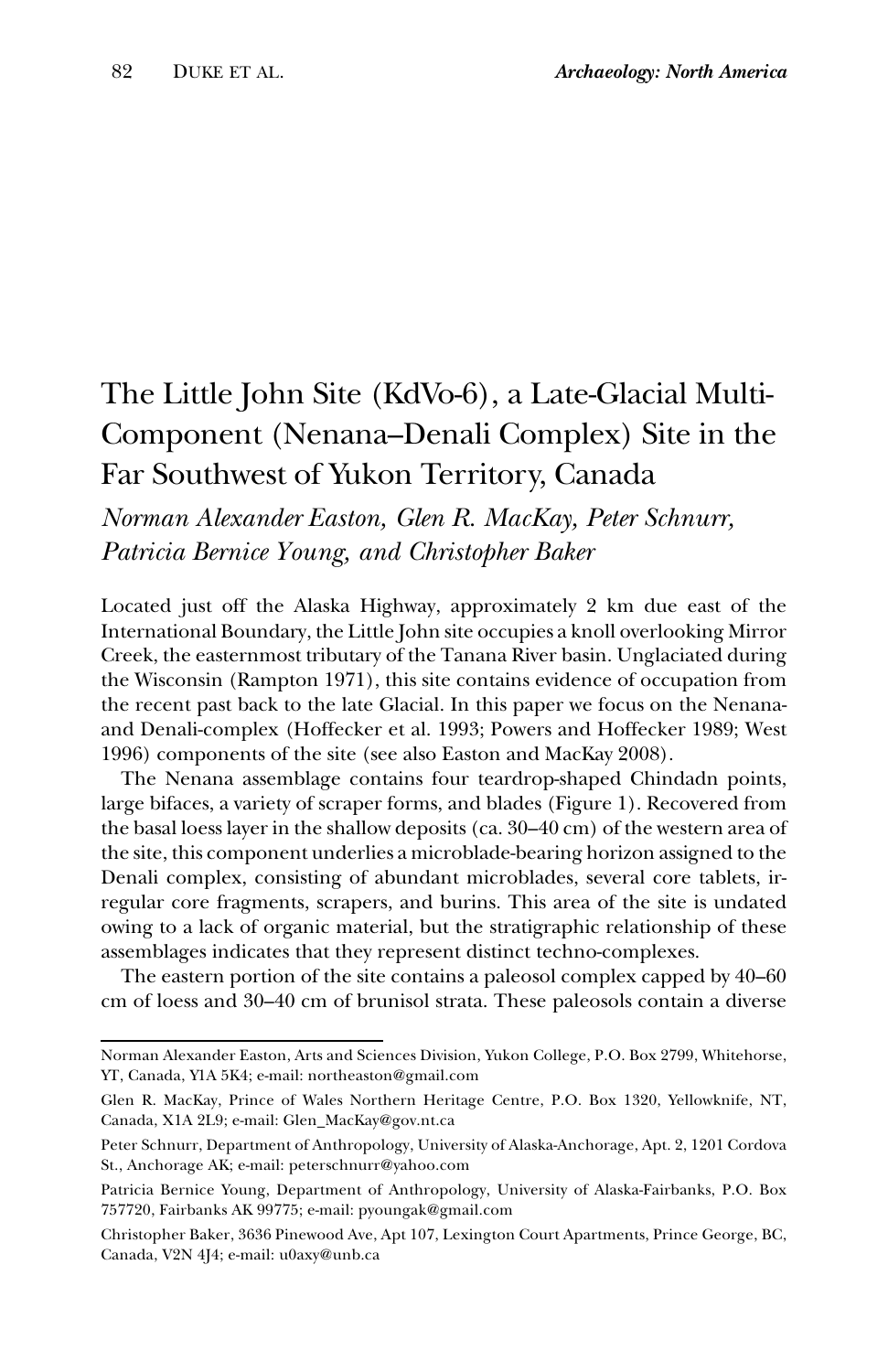# The Little John Site (KdVo-6), a Late-Glacial Multi-Component (Nenana–Denali Complex) Site in the Far Southwest of Yukon Territory, Canada

*Norman Alexander Easton, Glen R. MacKay, Peter Schnurr, Patricia Bernice Young, and Christopher Baker*

Located just off the Alaska Highway, approximately 2 km due east of the International Boundary, the Little John site occupies a knoll overlooking Mirror Creek, the easternmost tributary of the Tanana River basin. Unglaciated during the Wisconsin (Rampton 1971), this site contains evidence of occupation from the recent past back to the late Glacial. In this paper we focus on the Nenana- and Denali-complex (Hoffecker et al. 1993; Powers and Hoffecker 1989; West 1996) components of the site (see also Easton and MacKay 2008).

The Nenana assemblage contains four teardrop-shaped Chindadn points, large bifaces, a variety of scraper forms, and blades (Figure 1). Recovered from the basal loess layer in the shallow deposits (ca. 30–40 cm) of the western area of the site, this component underlies a microblade-bearing horizon assigned to the Denali complex, consisting of abundant microblades, several core tablets, irregular core fragments, scrapers, and burins. This area of the site is undated owing to a lack of organic material, but the stratigraphic relationship of these assemblages indicates that they represent distinct techno-complexes.

The eastern portion of the site contains a paleosol complex capped by 40–60 cm of loess and 30–40 cm of brunisol strata. These paleosols contain a diverse

---

Norman Alexander Easton, Arts and Sciences Division, Yukon College, P.O. Box 2799, Whitehorse, YT, Canada, Y1A 5K4; e-mail: northeaston@gmail.com

Glen R. MacKay, Prince of Wales Northern Heritage Centre, P.O. Box 1320, Yellowknife, NT, Canada, X1A 2L9; e-mail: Glen_MacKay@gov.nt.ca

Peter Schnurr, Department of Anthropology, University of Alaska-Anchorage, Apt. 2, 1201 Cordova St., Anchorage AK; e-mail: peterschnurr@yahoo.com

Patricia Bernice Young, Department of Anthropology, University of Alaska-Fairbanks, P.O. Box 757720, Fairbanks AK 99775; e-mail: pyoungak@gmail.com

Christopher Baker, 3636 Pinewood Ave, Apt 107, Lexington Court Apartments, Prince George, BC, Canada, V2N 4J4; e-mail: u0axy@unb.ca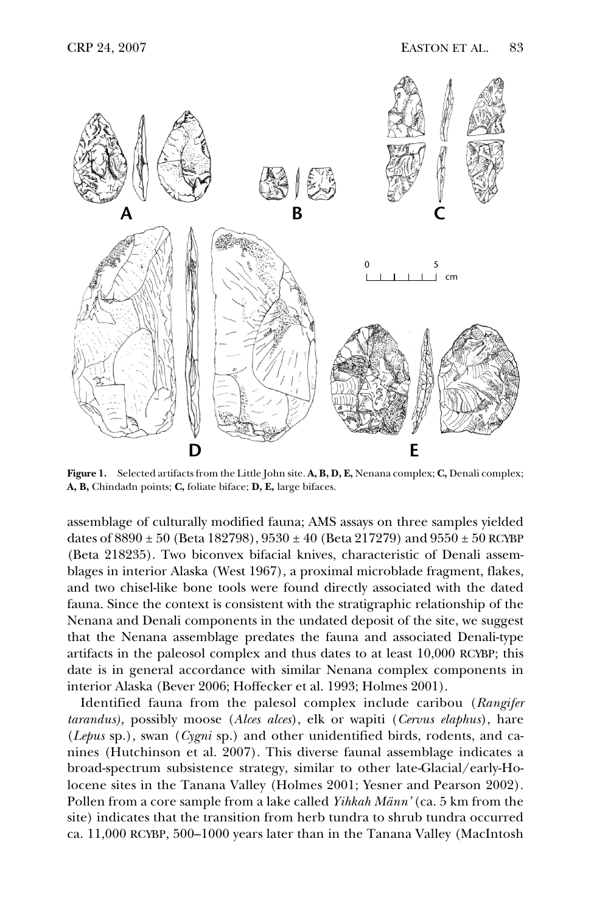**Figure 1.** Selected artifacts from the Little John site. **A, B, D, E,** Nenana complex; **C,** Denali complex; **A, B,** Chindadn points; **C,** foliate biface; **D, E,** large bifaces.

assemblage of culturally modified fauna; AMS assays on three samples yielded dates of 8890 ± 50 (Beta 182798), 9530 ± 40 (Beta 217279) and 9550 ± 50 RCYBP (Beta 218235). Two biconvex bifacial knives, characteristic of Denali assemblages in interior Alaska (West 1967), a proximal microblade fragment, flakes, and two chisel-like bone tools were found directly associated with the dated fauna. Since the context is consistent with the stratigraphic relationship of the Nenana and Denali components in the undated deposit of the site, we suggest that the Nenana assemblage predates the fauna and associated Denali-type artifacts in the paleosol complex and thus dates to at least 10,000 RCYBP; this date is in general accordance with similar Nenana complex components in interior Alaska (Bever 2006; Hoffecker et al. 1993; Holmes 2001).

Identified fauna from the palesol complex include caribou (*Rangifer tarandus),* possibly moose (*Alces alces*), elk or wapiti (*Cervus elaphus*), hare (*Lepus* sp.), swan (*Cygni* sp.) and other unidentified birds, rodents, and canines (Hutchinson et al. 2007). This diverse faunal assemblage indicates a broad-spectrum subsistence strategy, similar to other late-Glacial/early-Holocene sites in the Tanana Valley (Holmes 2001; Yesner and Pearson 2002). Pollen from a core sample from a lake called *Yihkah Männ'* (ca. 5 km from the site) indicates that the transition from herb tundra to shrub tundra occurred ca. 11,000 RCYBP, 500–1000 years later than in the Tanana Valley (MacIntosh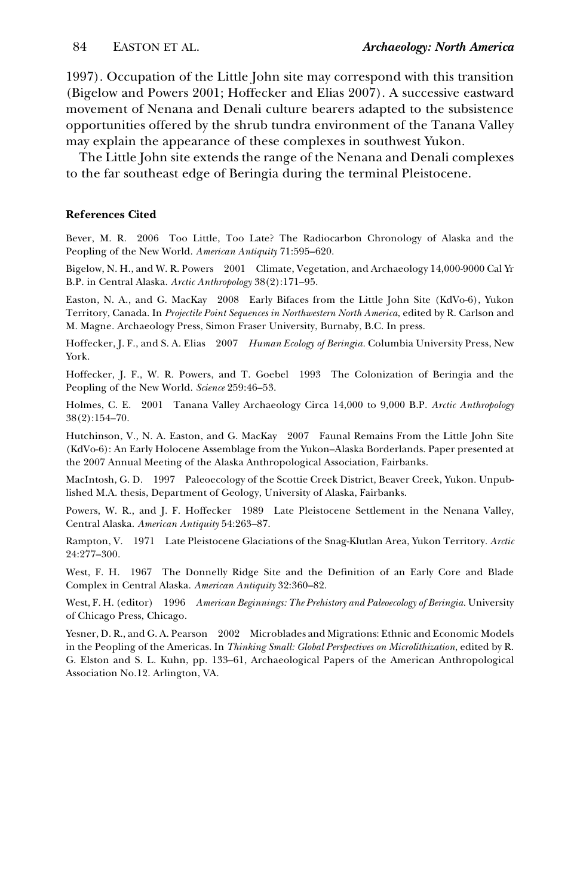1997). Occupation of the Little John site may correspond with this transition (Bigelow and Powers 2001; Hoffecker and Elias 2007). A successive eastward movement of Nenana and Denali culture bearers adapted to the subsistence opportunities offered by the shrub tundra environment of the Tanana Valley may explain the appearance of these complexes in southwest Yukon.

The Little John site extends the range of the Nenana and Denali complexes to the far southeast edge of Beringia during the terminal Pleistocene.

#### References Cited

Bever, M. R. 2006 Too Little, Too Late? The Radiocarbon Chronology of Alaska and the Peopling of the New World. *American Antiquity* 71:595–620.

Bigelow, N. H., and W. R. Powers 2001 Climate, Vegetation, and Archaeology 14,000-9000 Cal Yr B.P. in Central Alaska. *Arctic Anthropology* 38(2):171–95.

Easton, N. A., and G. MacKay 2008 Early Bifaces from the Little John Site (KdVo-6), Yukon Territory, Canada. In *Projectile Point Sequences in Northwestern North America*, edited by R. Carlson and M. Magne. Archaeology Press, Simon Fraser University, Burnaby, B.C. In press.

Hoffecker, J. F., and S. A. Elias 2007 *Human Ecology of Beringia.* Columbia University Press, New York.

Hoffecker, J. F., W. R. Powers, and T. Goebel 1993 The Colonization of Beringia and the Peopling of the New World. *Science* 259:46–53.

Holmes, C. E. 2001 Tanana Valley Archaeology Circa 14,000 to 9,000 B.P. *Arctic Anthropology* 38(2):154–70.

Hutchinson, V., N. A. Easton, and G. MacKay 2007 Faunal Remains From the Little John Site (KdVo-6): An Early Holocene Assemblage from the Yukon–Alaska Borderlands. Paper presented at the 2007 Annual Meeting of the Alaska Anthropological Association, Fairbanks.

MacIntosh, G. D. 1997 Paleoecology of the Scottie Creek District, Beaver Creek, Yukon. Unpublished M.A. thesis, Department of Geology, University of Alaska, Fairbanks.

Powers, W. R., and J. F. Hoffecker 1989 Late Pleistocene Settlement in the Nenana Valley, Central Alaska. *American Antiquity* 54:263–87.

Rampton, V. 1971 Late Pleistocene Glaciations of the Snag-Klutlan Area, Yukon Territory. *Arctic* 24:277–300.

West, F. H. 1967 The Donnelly Ridge Site and the Definition of an Early Core and Blade Complex in Central Alaska. *American Antiquity* 32:360–82.

West, F. H. (editor) 1996 *American Beginnings: The Prehistory and Paleoecology of Beringia.* University of Chicago Press, Chicago.

Yesner, D. R., and G. A. Pearson 2002 Microblades and Migrations: Ethnic and Economic Models in the Peopling of the Americas. In *Thinking Small: Global Perspectives on Microlithization*, edited by R. G. Elston and S. L. Kuhn, pp. 133–61, Archaeological Papers of the American Anthropological Association No.12. Arlington, VA.